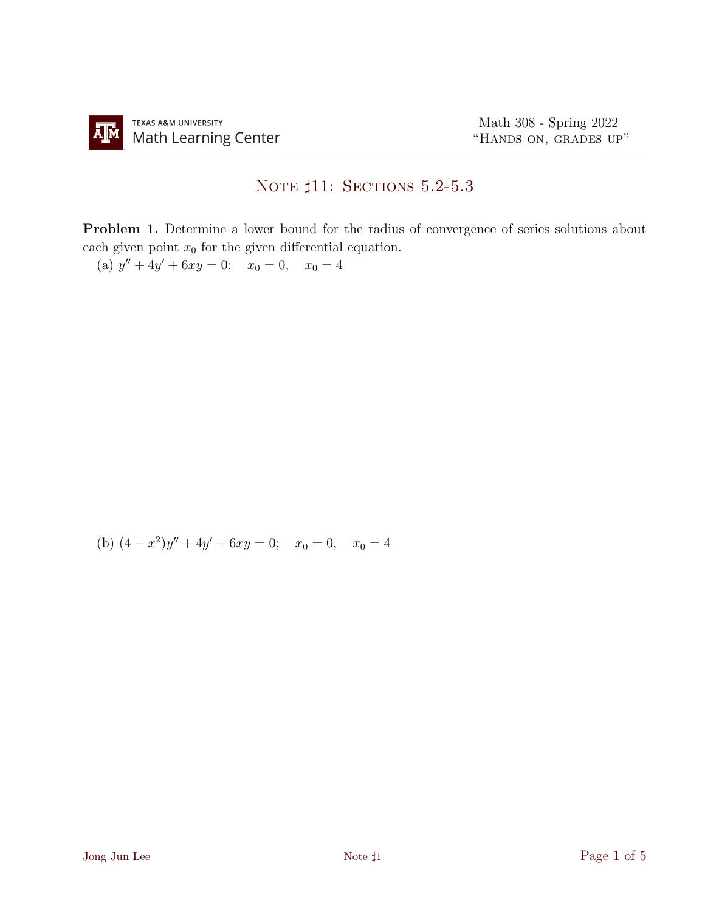# Note ♯11: Sections 5.2-5.3

**Problem 1.** Determine a lower bound for the radius of convergence of series solutions about each given point $x_0$ for the given differential equation.

(a) $y'' + 4y' + 6xy = 0; \quad x_0 = 0, \quad x_0 = 4$

(b) $(4 - x^2)y'' + 4y' + 6xy = 0; \quad x_0 = 0, \quad x_0 = 4$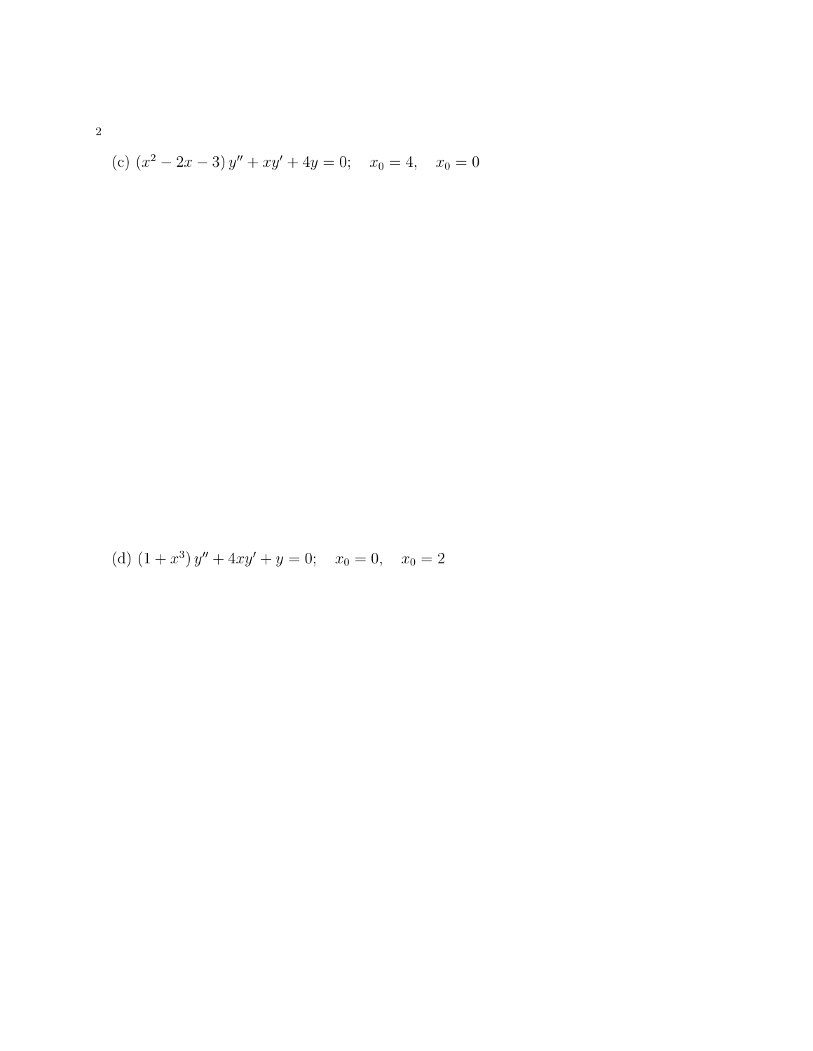(c) $(x^2 - 2x - 3)\, y'' + xy' + 4y = 0; \quad x_0 = 4, \quad x_0 = 0$

(d) $(1 + x^3)\, y'' + 4xy' + y = 0; \quad x_0 = 0, \quad x_0 = 2$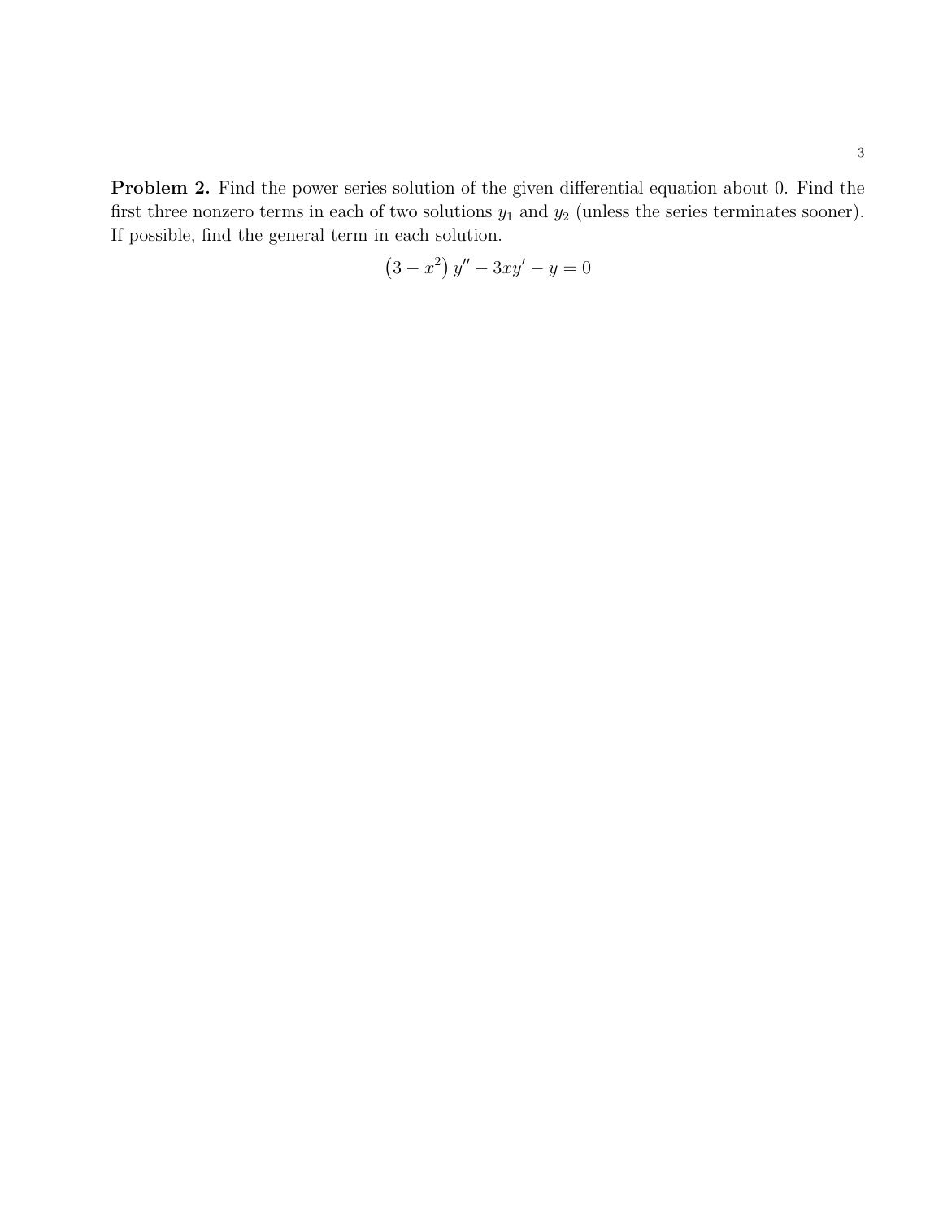**Problem 2.** Find the power series solution of the given differential equation about 0. Find the first three nonzero terms in each of two solutions $y_1$ and $y_2$ (unless the series terminates sooner). If possible, find the general term in each solution.

$$\left(3 - x^2\right) y'' - 3xy' - y = 0$$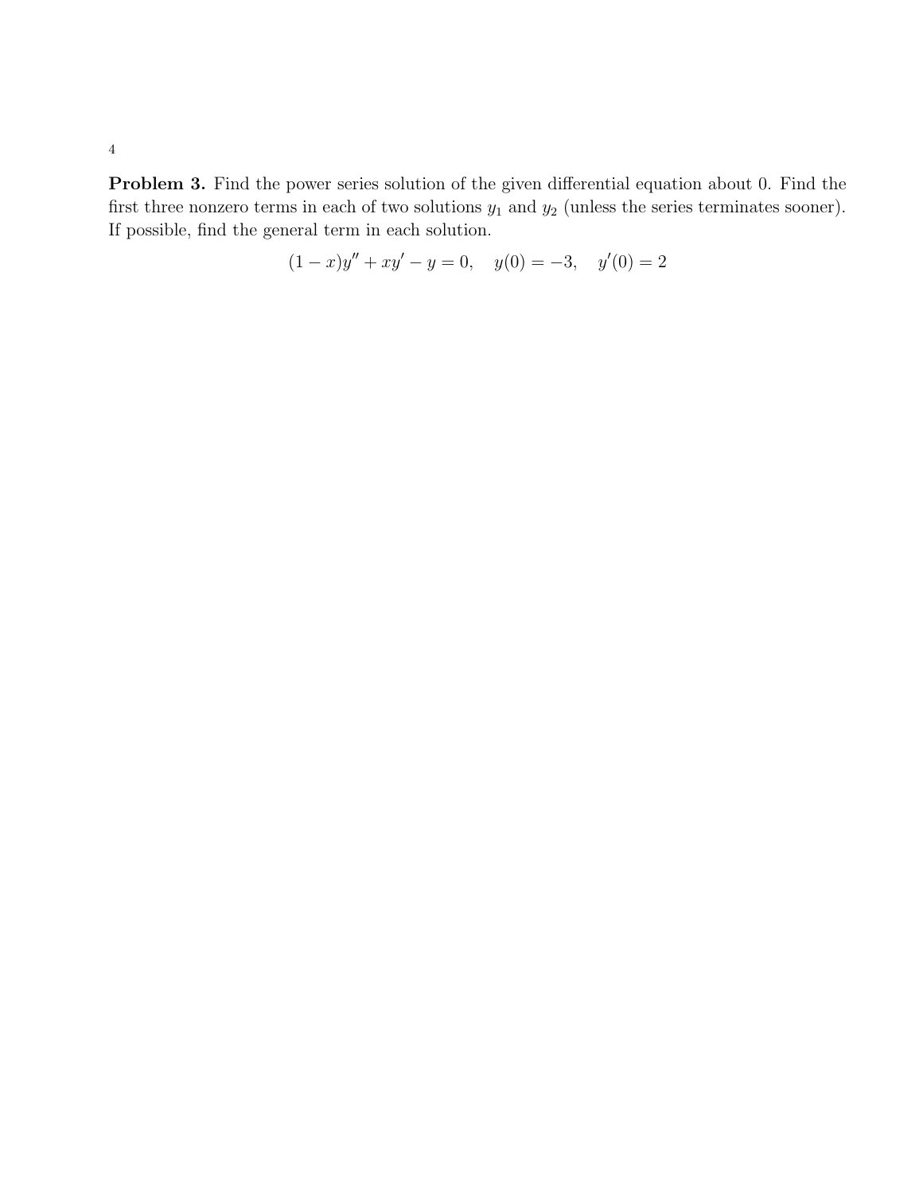**Problem 3.** Find the power series solution of the given differential equation about 0. Find the first three nonzero terms in each of two solutions $y_1$ and $y_2$ (unless the series terminates sooner). If possible, find the general term in each solution.

$$(1-x)y'' + xy' - y = 0, \quad y(0) = -3, \quad y'(0) = 2$$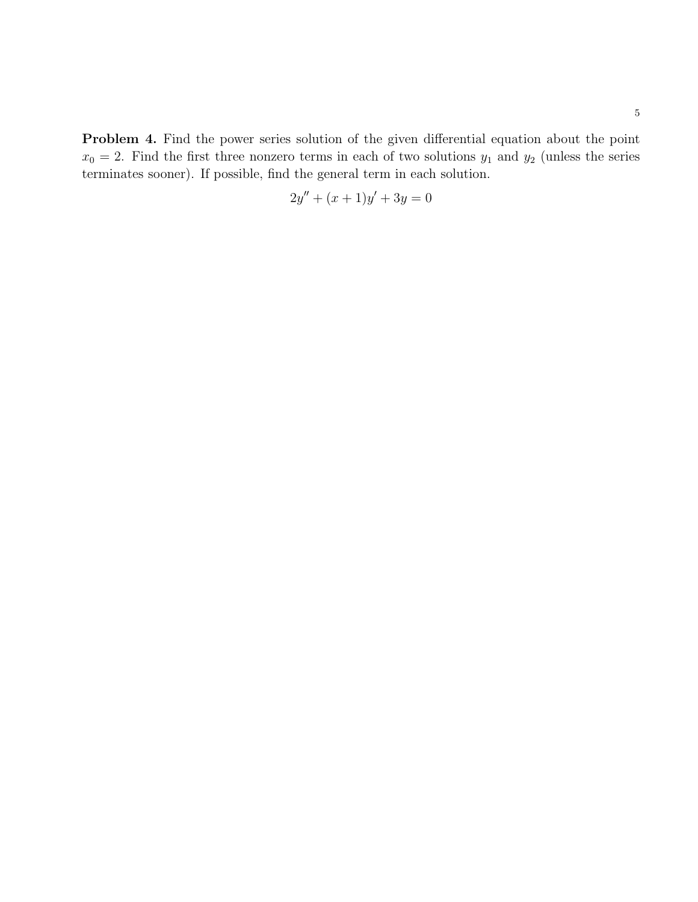**Problem 4.** Find the power series solution of the given differential equation about the point $x_0 = 2$. Find the first three nonzero terms in each of two solutions $y_1$ and $y_2$ (unless the series terminates sooner). If possible, find the general term in each solution.

$$2y'' + (x+1)y' + 3y = 0$$